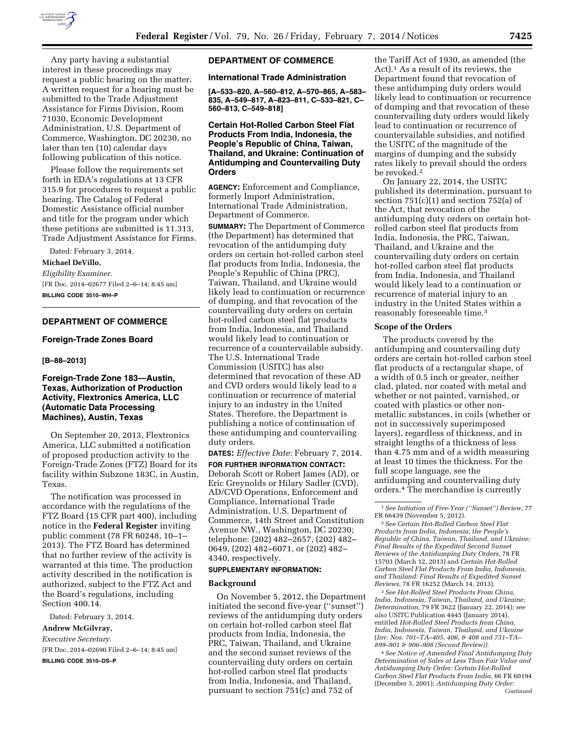Any party having a substantial interest in these proceedings may request a public hearing on the matter. A written request for a hearing must be submitted to the Trade Adjustment Assistance for Firms Division, Room 71030, Economic Development Administration, U.S. Department of Commerce, Washington, DC 20230, no later than ten (10) calendar days following publication of this notice.

Please follow the requirements set forth in EDA's regulations at 13 CFR 315.9 for procedures to request a public hearing. The Catalog of Federal Domestic Assistance official number and title for the program under which these petitions are submitted is 11.313, Trade Adjustment Assistance for Firms.

Dated: February 3, 2014.

**Michael DeVillo,**

*Eligibility Examiner.*

[FR Doc. 2014–02677 Filed 2–6–14; 8:45 am]

**BILLING CODE 3510–WH–P**

## DEPARTMENT OF COMMERCE

### Foreign-Trade Zones Board

**[B–88–2013]**

## Foreign-Trade Zone 183—Austin, Texas, Authorization of Production Activity, Flextronics America, LLC (Automatic Data Processing Machines), Austin, Texas

On September 20, 2013, Flextronics America, LLC submitted a notification of proposed production activity to the Foreign-Trade Zones (FTZ) Board for its facility within Subzone 183C, in Austin, Texas.

The notification was processed in accordance with the regulations of the FTZ Board (15 CFR part 400), including notice in the **Federal Register** inviting public comment (78 FR 60248, 10–1–2013). The FTZ Board has determined that no further review of the activity is warranted at this time. The production activity described in the notification is authorized, subject to the FTZ Act and the Board's regulations, including Section 400.14.

Dated: February 3, 2014.

**Andrew McGilvray,**

*Executive Secretary.*

[FR Doc. 2014–02690 Filed 2–6–14; 8:45 am]

**BILLING CODE 3510–DS–P**

## DEPARTMENT OF COMMERCE

### International Trade Administration

**[A–533–820, A–560–812, A–570–865, A–583–835, A–549–817, A–823–811, C–533–821, C–560–813, C–549–818]**

## Certain Hot-Rolled Carbon Steel Flat Products From India, Indonesia, the People's Republic of China, Taiwan, Thailand, and Ukraine: Continuation of Antidumping and Countervailing Duty Orders

**AGENCY:** Enforcement and Compliance, formerly Import Administration, International Trade Administration, Department of Commerce.

**SUMMARY:** The Department of Commerce (the Department) has determined that revocation of the antidumping duty orders on certain hot-rolled carbon steel flat products from India, Indonesia, the People's Republic of China (PRC), Taiwan, Thailand, and Ukraine would likely lead to continuation or recurrence of dumping, and that revocation of the countervailing duty orders on certain hot-rolled carbon steel flat products from India, Indonesia, and Thailand would likely lead to continuation or recurrence of a countervailable subsidy. The U.S. International Trade Commission (USITC) has also determined that revocation of these AD and CVD orders would likely lead to a continuation or recurrence of material injury to an industry in the United States. Therefore, the Department is publishing a notice of continuation of these antidumping and countervailing duty orders.

**DATES:** *Effective Date:* February 7, 2014.

**FOR FURTHER INFORMATION CONTACT:** Deborah Scott or Robert James (AD), or Eric Greynolds or Hilary Sadler (CVD), AD/CVD Operations, Enforcement and Compliance, International Trade Administration, U.S. Department of Commerce, 14th Street and Constitution Avenue NW., Washington, DC 20230; telephone: (202) 482–2657, (202) 482–0649, (202) 482–6071, or (202) 482–4340, respectively.

**SUPPLEMENTARY INFORMATION:**

### Background

On November 5, 2012, the Department initiated the second five-year ("sunset") reviews of the antidumping duty orders on certain hot-rolled carbon steel flat products from India, Indonesia, the PRC, Taiwan, Thailand, and Ukraine and the second sunset reviews of the countervailing duty orders on certain hot-rolled carbon steel flat products from India, Indonesia, and Thailand, pursuant to section 751(c) and 752 of the Tariff Act of 1930, as amended (the Act).[1] As a result of its reviews, the Department found that revocation of these antidumping duty orders would likely lead to continuation or recurrence of dumping and that revocation of these countervailing duty orders would likely lead to continuation or recurrence of countervailable subsidies, and notified the USITC of the magnitude of the margins of dumping and the subsidy rates likely to prevail should the orders be revoked.[2]

On January 22, 2014, the USITC published its determination, pursuant to section 751(c)(1) and section 752(a) of the Act, that revocation of the antidumping duty orders on certain hot-rolled carbon steel flat products from India, Indonesia, the PRC, Taiwan, Thailand, and Ukraine and the countervailing duty orders on certain hot-rolled carbon steel flat products from India, Indonesia, and Thailand would likely lead to a continuation or recurrence of material injury to an industry in the United States within a reasonably foreseeable time.[3]

### Scope of the Orders

The products covered by the antidumping and countervailing duty orders are certain hot-rolled carbon steel flat products of a rectangular shape, of a width of 0.5 inch or greater, neither clad, plated, nor coated with metal and whether or not painted, varnished, or coated with plastics or other non-metallic substances, in coils (whether or not in successively superimposed layers), regardless of thickness, and in straight lengths of a thickness of less than 4.75 mm and of a width measuring at least 10 times the thickness. For the full scope language, see the antidumping and countervailing duty orders.[4] The merchandise is currently

[1] *See Initiation of Five-Year ("Sunset") Review,* 77 FR 66439 (November 5, 2012).

[2] *See Certain Hot-Rolled Carbon Steel Flat Products from India, Indonesia, the People's Republic of China, Taiwan, Thailand, and Ukraine; Final Results of the Expedited Second Sunset Reviews of the Antidumping Duty Orders,* 78 FR 15703 (March 12, 2013) and *Certain Hot-Rolled Carbon Steel Flat Products From India, Indonesia, and Thailand: Final Results of Expedited Sunset Reviews,* 78 FR 16252 (March 14, 2013).

[3] *See Hot-Rolled Steel Products From China, India, Indonesia, Taiwan, Thailand, and Ukraine; Determination,* 79 FR 3622 (January 22, 2014); *see also* USITC Publication 4445 (January 2014), entitled *Hot-Rolled Steel Products from China, India, Indonesia, Taiwan, Thailand, and Ukraine* (*Inv. Nos. 701–TA–405, 406, & 408 and 731–TA–899–901 & 906–908 (Second Review)*).

[4] *See Notice of Amended Final Antidumping Duty Determination of Sales at Less Than Fair Value and Antidumping Duty Order: Certain Hot-Rolled Carbon Steel Flat Products From India,* 66 FR 60194 (December 3, 2001); *Antidumping Duty Order:* Continued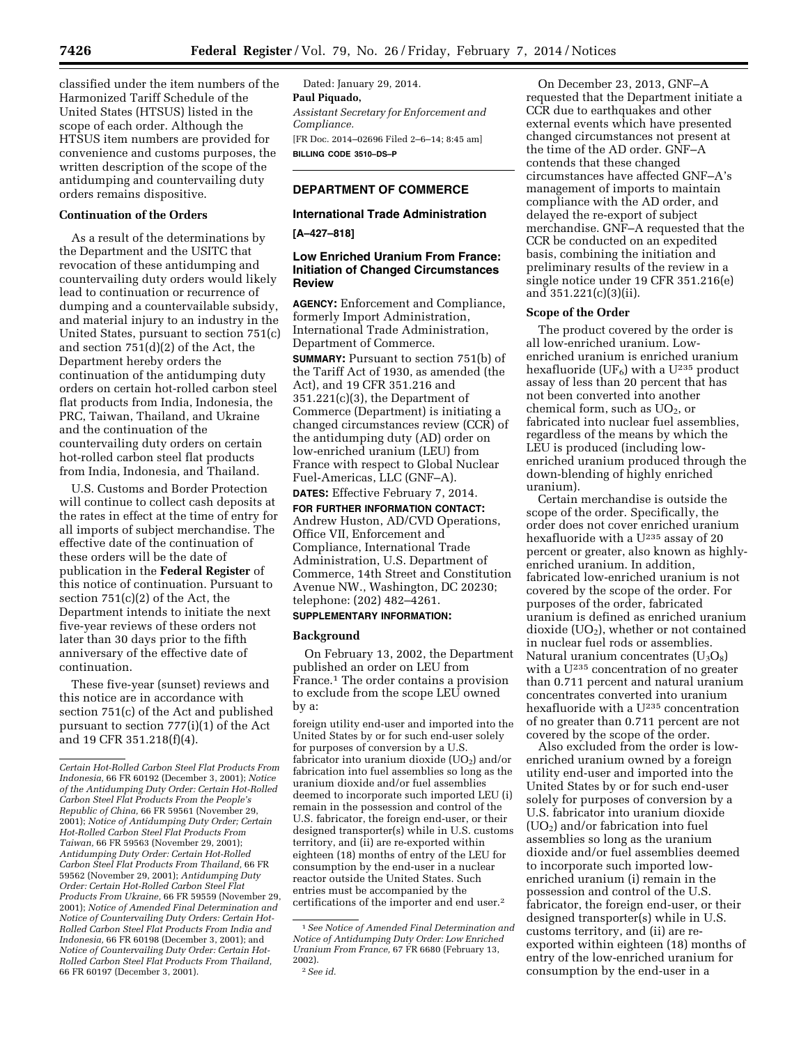classified under the item numbers of the Harmonized Tariff Schedule of the United States (HTSUS) listed in the scope of each order. Although the HTSUS item numbers are provided for convenience and customs purposes, the written description of the scope of the antidumping and countervailing duty orders remains dispositive.

### Continuation of the Orders

As a result of the determinations by the Department and the USITC that revocation of these antidumping and countervailing duty orders would likely lead to continuation or recurrence of dumping and a countervailable subsidy, and material injury to an industry in the United States, pursuant to section 751(c) and section 751(d)(2) of the Act, the Department hereby orders the continuation of the antidumping duty orders on certain hot-rolled carbon steel flat products from India, Indonesia, the PRC, Taiwan, Thailand, and Ukraine and the continuation of the countervailing duty orders on certain hot-rolled carbon steel flat products from India, Indonesia, and Thailand.

U.S. Customs and Border Protection will continue to collect cash deposits at the rates in effect at the time of entry for all imports of subject merchandise. The effective date of the continuation of these orders will be the date of publication in the **Federal Register** of this notice of continuation. Pursuant to section 751(c)(2) of the Act, the Department intends to initiate the next five-year reviews of these orders not later than 30 days prior to the fifth anniversary of the effective date of continuation.

These five-year (sunset) reviews and this notice are in accordance with section 751(c) of the Act and published pursuant to section 777(i)(1) of the Act and 19 CFR 351.218(f)(4).

*Certain Hot-Rolled Carbon Steel Flat Products From Indonesia,* 66 FR 60192 (December 3, 2001); *Notice of the Antidumping Duty Order: Certain Hot-Rolled Carbon Steel Flat Products From the People's Republic of China,* 66 FR 59561 (November 29, 2001); *Notice of Antidumping Duty Order; Certain Hot-Rolled Carbon Steel Flat Products From Taiwan,* 66 FR 59563 (November 29, 2001); *Antidumping Duty Order: Certain Hot-Rolled Carbon Steel Flat Products From Thailand,* 66 FR 59562 (November 29, 2001); *Antidumping Duty Order: Certain Hot-Rolled Carbon Steel Flat Products From Ukraine,* 66 FR 59559 (November 29, 2001); *Notice of Amended Final Determination and Notice of Countervailing Duty Orders: Certain Hot-Rolled Carbon Steel Flat Products From India and Indonesia,* 66 FR 60198 (December 3, 2001); and *Notice of Countervailing Duty Order: Certain Hot-Rolled Carbon Steel Flat Products From Thailand,* 66 FR 60197 (December 3, 2001).

Dated: January 29, 2014.

**Paul Piquado,**

*Assistant Secretary for Enforcement and Compliance.*

[FR Doc. 2014–02696 Filed 2–6–14; 8:45 am]

**BILLING CODE 3510–DS–P**

## DEPARTMENT OF COMMERCE

### International Trade Administration

**[A–427–818]**

### Low Enriched Uranium From France: Initiation of Changed Circumstances Review

**AGENCY:** Enforcement and Compliance, formerly Import Administration, International Trade Administration, Department of Commerce.

**SUMMARY:** Pursuant to section 751(b) of the Tariff Act of 1930, as amended (the Act), and 19 CFR 351.216 and 351.221(c)(3), the Department of Commerce (Department) is initiating a changed circumstances review (CCR) of the antidumping duty (AD) order on low-enriched uranium (LEU) from France with respect to Global Nuclear Fuel-Americas, LLC (GNF–A).

**DATES:** Effective February 7, 2014.

**FOR FURTHER INFORMATION CONTACT:** Andrew Huston, AD/CVD Operations, Office VII, Enforcement and Compliance, International Trade Administration, U.S. Department of Commerce, 14th Street and Constitution Avenue NW., Washington, DC 20230; telephone: (202) 482–4261.

**SUPPLEMENTARY INFORMATION:**

### Background

On February 13, 2002, the Department published an order on LEU from France.[1] The order contains a provision to exclude from the scope LEU owned by a:

foreign utility end-user and imported into the United States by or for such end-user solely for purposes of conversion by a U.S. fabricator into uranium dioxide ($UO_2$) and/or fabrication into fuel assemblies so long as the uranium dioxide and/or fuel assemblies deemed to incorporate such imported LEU (i) remain in the possession and control of the U.S. fabricator, the foreign end-user, or their designed transporter(s) while in U.S. customs territory, and (ii) are re-exported within eighteen (18) months of entry of the LEU for consumption by the end-user in a nuclear reactor outside the United States. Such entries must be accompanied by the certifications of the importer and end user.[2]

[1] *See Notice of Amended Final Determination and Notice of Antidumping Duty Order: Low Enriched Uranium From France,* 67 FR 6680 (February 13, 2002).

[2] *See id.*

On December 23, 2013, GNF–A requested that the Department initiate a CCR due to earthquakes and other external events which have presented changed circumstances not present at the time of the AD order. GNF–A contends that these changed circumstances have affected GNF–A's management of imports to maintain compliance with the AD order, and delayed the re-export of subject merchandise. GNF–A requested that the CCR be conducted on an expedited basis, combining the initiation and preliminary results of the review in a single notice under 19 CFR 351.216(e) and 351.221(c)(3)(ii).

### Scope of the Order

The product covered by the order is all low-enriched uranium. Low-enriched uranium is enriched uranium hexafluoride ($UF_6$) with a $U^{235}$ product assay of less than 20 percent that has not been converted into another chemical form, such as $UO_2$, or fabricated into nuclear fuel assemblies, regardless of the means by which the LEU is produced (including low-enriched uranium produced through the down-blending of highly enriched uranium).

Certain merchandise is outside the scope of the order. Specifically, the order does not cover enriched uranium hexafluoride with a $U^{235}$ assay of 20 percent or greater, also known as highly-enriched uranium. In addition, fabricated low-enriched uranium is not covered by the scope of the order. For purposes of the order, fabricated uranium is defined as enriched uranium dioxide ($UO_2$), whether or not contained in nuclear fuel rods or assemblies. Natural uranium concentrates ($U_3O_8$) with a $U^{235}$ concentration of no greater than 0.711 percent and natural uranium concentrates converted into uranium hexafluoride with a $U^{235}$ concentration of no greater than 0.711 percent are not covered by the scope of the order.

Also excluded from the order is low-enriched uranium owned by a foreign utility end-user and imported into the United States by or for such end-user solely for purposes of conversion by a U.S. fabricator into uranium dioxide ($UO_2$) and/or fabrication into fuel assemblies so long as the uranium dioxide and/or fuel assemblies deemed to incorporate such imported low-enriched uranium (i) remain in the possession and control of the U.S. fabricator, the foreign end-user, or their designed transporter(s) while in U.S. customs territory, and (ii) are re-exported within eighteen (18) months of entry of the low-enriched uranium for consumption by the end-user in a